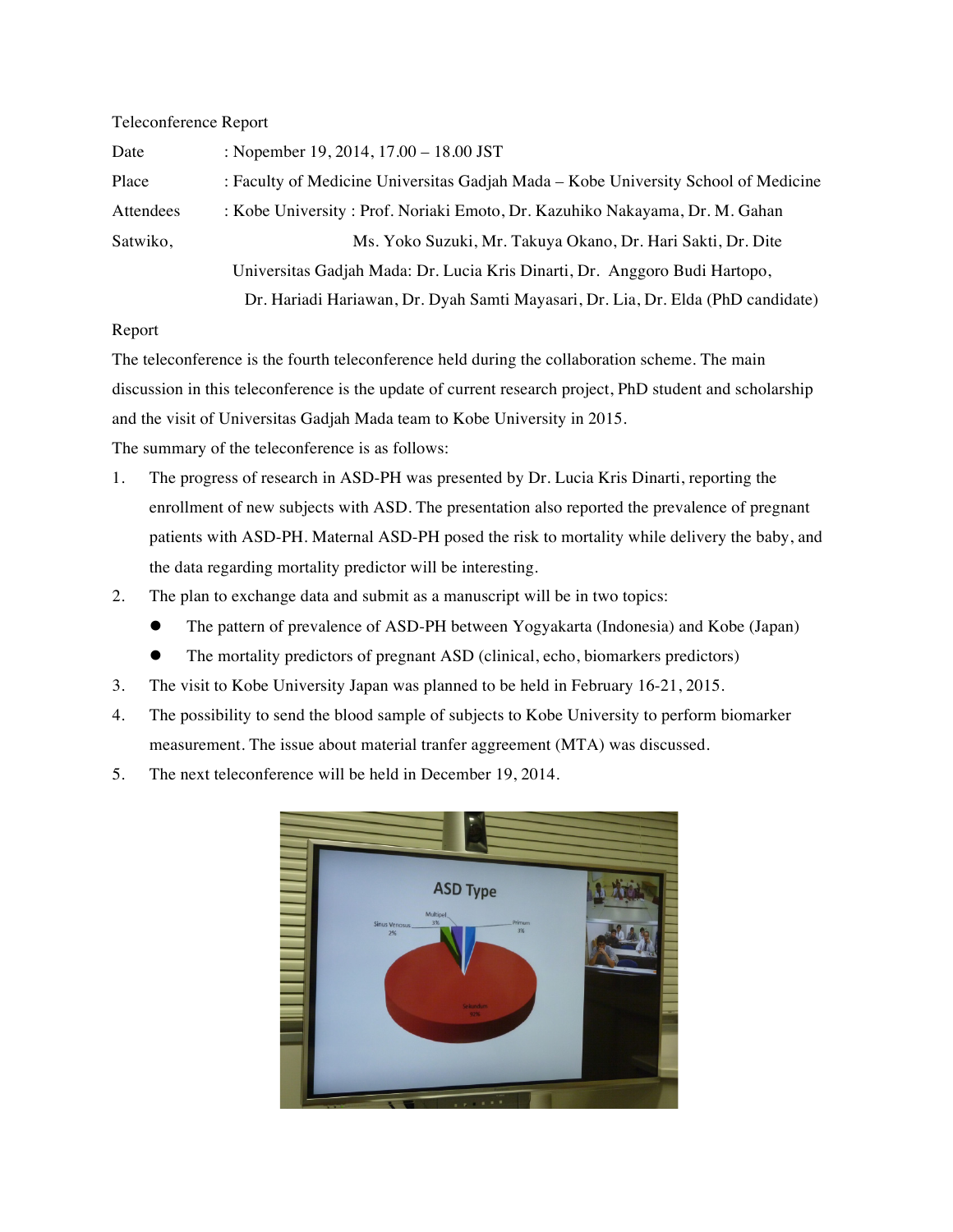Teleconference Report

Date : Nopember 19, 2014, 17.00 – 18.00 JST

Place : Faculty of Medicine Universitas Gadjah Mada – Kobe University School of Medicine

Attendees : Kobe University : Prof. Noriaki Emoto, Dr. Kazuhiko Nakayama, Dr. M. Gahan Satwiko, Ms. Yoko Suzuki, Mr. Takuya Okano, Dr. Hari Sakti, Dr. Dite

Universitas Gadjah Mada: Dr. Lucia Kris Dinarti, Dr. Anggoro Budi Hartopo, Dr. Hariadi Hariawan, Dr. Dyah Samti Mayasari, Dr. Lia, Dr. Elda (PhD candidate)

Report

The teleconference is the fourth teleconference held during the collaboration scheme. The main discussion in this teleconference is the update of current research project, PhD student and scholarship and the visit of Universitas Gadjah Mada team to Kobe University in 2015.

The summary of the teleconference is as follows:

1. The progress of research in ASD-PH was presented by Dr. Lucia Kris Dinarti, reporting the enrollment of new subjects with ASD. The presentation also reported the prevalence of pregnant patients with ASD-PH. Maternal ASD-PH posed the risk to mortality while delivery the baby, and the data regarding mortality predictor will be interesting.
2. The plan to exchange data and submit as a manuscript will be in two topics:
   - The pattern of prevalence of ASD-PH between Yogyakarta (Indonesia) and Kobe (Japan)
   - The mortality predictors of pregnant ASD (clinical, echo, biomarkers predictors)
3. The visit to Kobe University Japan was planned to be held in February 16-21, 2015.
4. The possibility to send the blood sample of subjects to Kobe University to perform biomarker measurement. The issue about material tranfer aggreement (MTA) was discussed.
5. The next teleconference will be held in December 19, 2014.